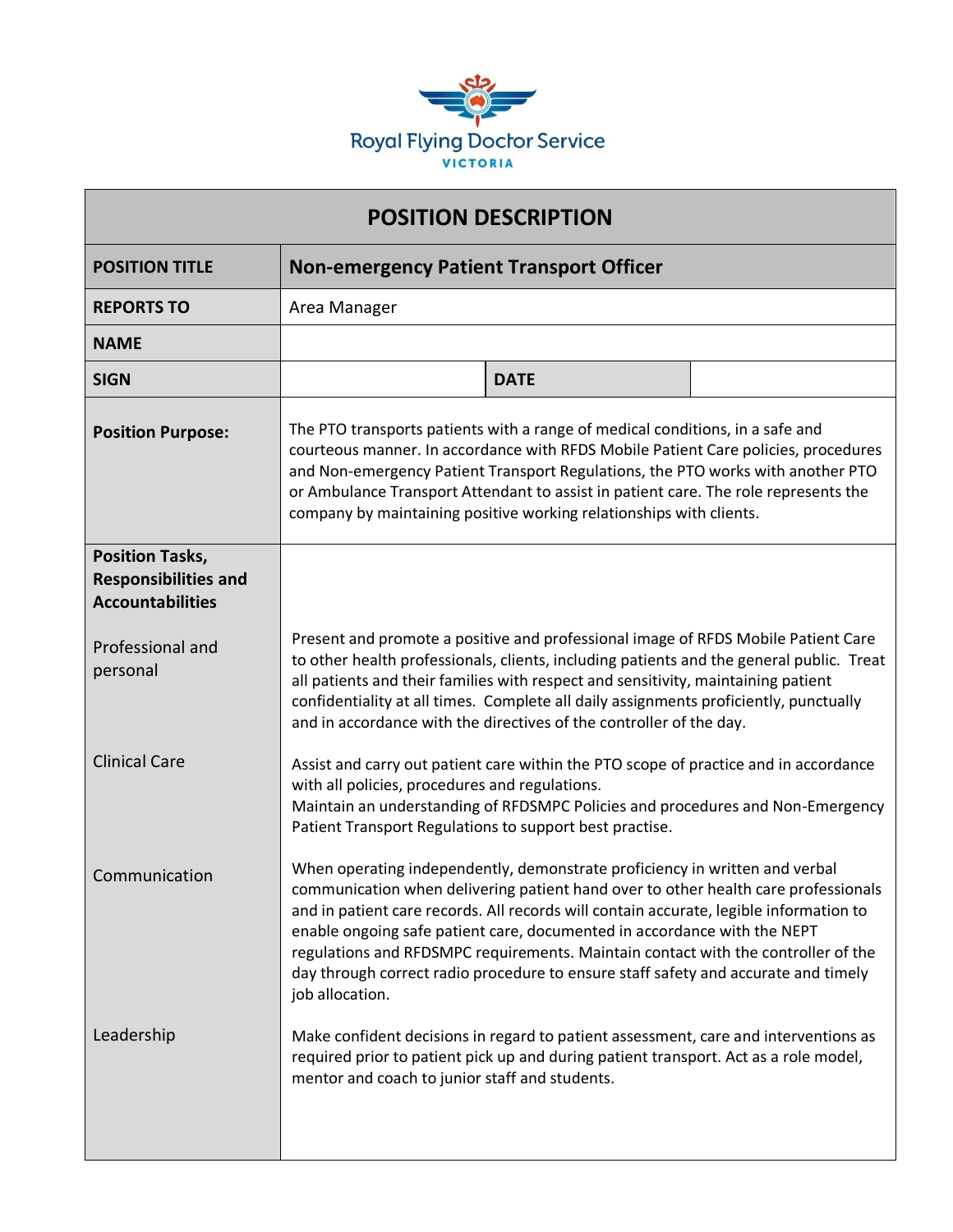Royal Flying Doctor Service
VICTORIA

| POSITION DESCRIPTION | | | |
|---|---|---|---|
| **POSITION TITLE** | **Non-emergency Patient Transport Officer** | | |
| **REPORTS TO** | Area Manager | | |
| **NAME** | | | |
| **SIGN** | | **DATE** | |
| **Position Purpose:** | The PTO transports patients with a range of medical conditions, in a safe and courteous manner. In accordance with RFDS Mobile Patient Care policies, procedures and Non-emergency Patient Transport Regulations, the PTO works with another PTO or Ambulance Transport Attendant to assist in patient care. The role represents the company by maintaining positive working relationships with clients. | | |
| **Position Tasks, Responsibilities and Accountabilities** | | | |
| Professional and personal | Present and promote a positive and professional image of RFDS Mobile Patient Care to other health professionals, clients, including patients and the general public. Treat all patients and their families with respect and sensitivity, maintaining patient confidentiality at all times. Complete all daily assignments proficiently, punctually and in accordance with the directives of the controller of the day. | | |
| Clinical Care | Assist and carry out patient care within the PTO scope of practice and in accordance with all policies, procedures and regulations.<br>Maintain an understanding of RFDSMPC Policies and procedures and Non-Emergency Patient Transport Regulations to support best practise. | | |
| Communication | When operating independently, demonstrate proficiency in written and verbal communication when delivering patient hand over to other health care professionals and in patient care records. All records will contain accurate, legible information to enable ongoing safe patient care, documented in accordance with the NEPT regulations and RFDSMPC requirements. Maintain contact with the controller of the day through correct radio procedure to ensure staff safety and accurate and timely job allocation. | | |
| Leadership | Make confident decisions in regard to patient assessment, care and interventions as required prior to patient pick up and during patient transport. Act as a role model, mentor and coach to junior staff and students. | | |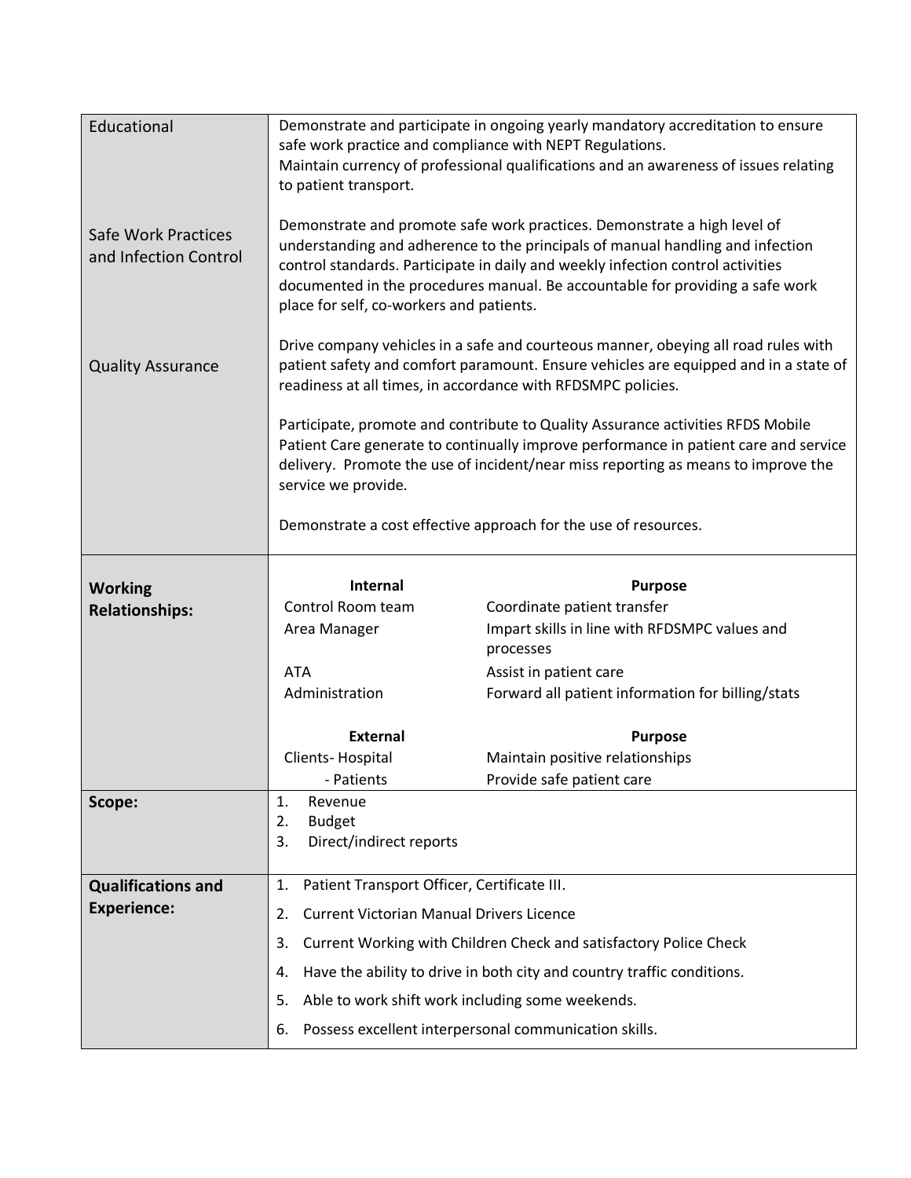| | |
|---|---|
| Educational | Demonstrate and participate in ongoing yearly mandatory accreditation to ensure safe work practice and compliance with NEPT Regulations.<br>Maintain currency of professional qualifications and an awareness of issues relating to patient transport. |
| Safe Work Practices and Infection Control | Demonstrate and promote safe work practices. Demonstrate a high level of understanding and adherence to the principals of manual handling and infection control standards. Participate in daily and weekly infection control activities documented in the procedures manual. Be accountable for providing a safe work place for self, co-workers and patients. |
| Quality Assurance | Drive company vehicles in a safe and courteous manner, obeying all road rules with patient safety and comfort paramount. Ensure vehicles are equipped and in a state of readiness at all times, in accordance with RFDSMPC policies.<br><br>Participate, promote and contribute to Quality Assurance activities RFDS Mobile Patient Care generate to continually improve performance in patient care and service delivery. Promote the use of incident/near miss reporting as means to improve the service we provide.<br><br>Demonstrate a cost effective approach for the use of resources. |
| **Working Relationships:** | **Internal** — **Purpose**<br>Control Room team — Coordinate patient transfer<br>Area Manager — Impart skills in line with RFDSMPC values and processes<br>ATA — Assist in patient care<br>Administration — Forward all patient information for billing/stats<br><br>**External** — **Purpose**<br>Clients- Hospital — Maintain positive relationships<br>- Patients — Provide safe patient care |
| **Scope:** | 1. Revenue<br>2. Budget<br>3. Direct/indirect reports |
| **Qualifications and Experience:** | 1. Patient Transport Officer, Certificate III.<br>2. Current Victorian Manual Drivers Licence<br>3. Current Working with Children Check and satisfactory Police Check<br>4. Have the ability to drive in both city and country traffic conditions.<br>5. Able to work shift work including some weekends.<br>6. Possess excellent interpersonal communication skills. |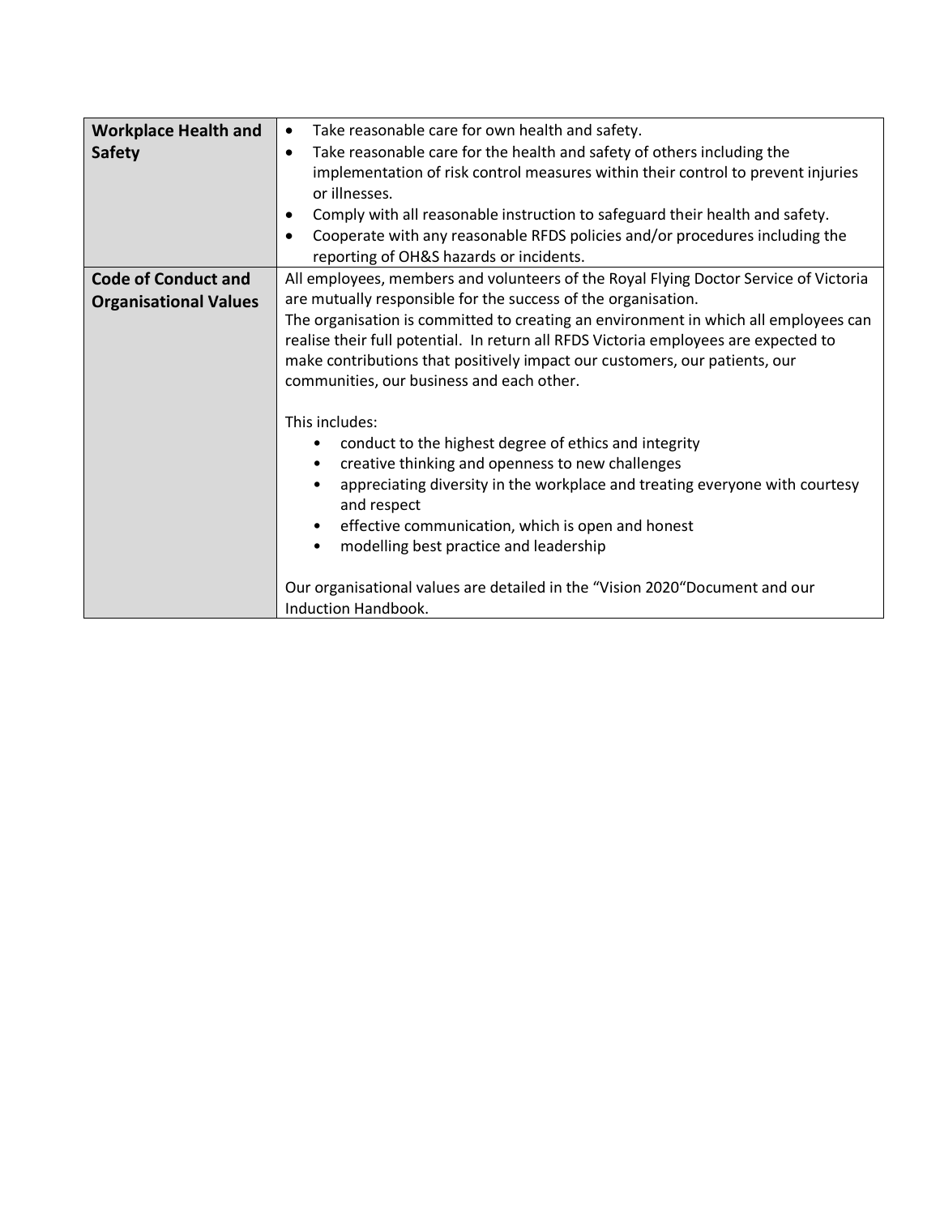| | |
|---|---|
| **Workplace Health and Safety** | • Take reasonable care for own health and safety.<br>• Take reasonable care for the health and safety of others including the implementation of risk control measures within their control to prevent injuries or illnesses.<br>• Comply with all reasonable instruction to safeguard their health and safety.<br>• Cooperate with any reasonable RFDS policies and/or procedures including the reporting of OH&S hazards or incidents. |
| **Code of Conduct and Organisational Values** | All employees, members and volunteers of the Royal Flying Doctor Service of Victoria are mutually responsible for the success of the organisation.<br>The organisation is committed to creating an environment in which all employees can realise their full potential. In return all RFDS Victoria employees are expected to make contributions that positively impact our customers, our patients, our communities, our business and each other.<br><br>This includes:<br>• conduct to the highest degree of ethics and integrity<br>• creative thinking and openness to new challenges<br>• appreciating diversity in the workplace and treating everyone with courtesy and respect<br>• effective communication, which is open and honest<br>• modelling best practice and leadership<br><br>Our organisational values are detailed in the "Vision 2020"Document and our Induction Handbook. |